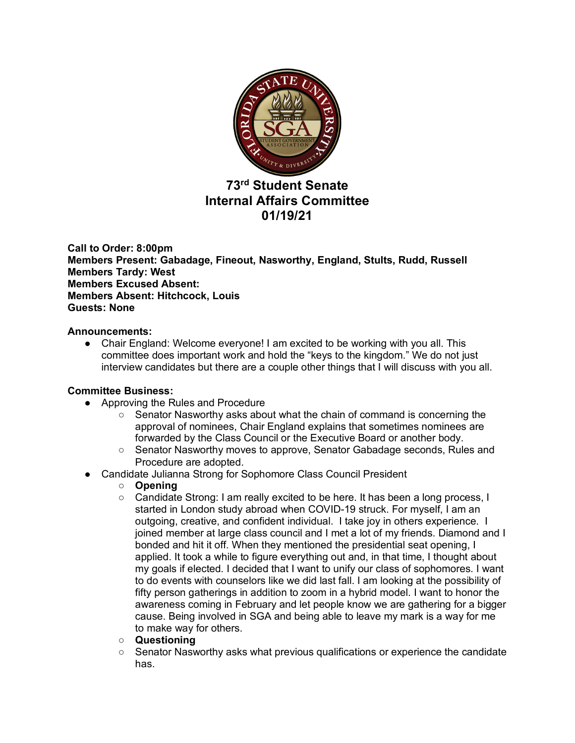# 73rd Student Senate
# Internal Affairs Committee
# 01/19/21

**Call to Order: 8:00pm**
**Members Present: Gabadage, Fineout, Nasworthy, England, Stults, Rudd, Russell**
**Members Tardy: West**
**Members Excused Absent:**
**Members Absent: Hitchcock, Louis**
**Guests: None**

**Announcements:**

- Chair England: Welcome everyone! I am excited to be working with you all. This committee does important work and hold the "keys to the kingdom." We do not just interview candidates but there are a couple other things that I will discuss with you all.

**Committee Business:**

- Approving the Rules and Procedure
  - Senator Nasworthy asks about what the chain of command is concerning the approval of nominees, Chair England explains that sometimes nominees are forwarded by the Class Council or the Executive Board or another body.
  - Senator Nasworthy moves to approve, Senator Gabadage seconds, Rules and Procedure are adopted.
- Candidate Julianna Strong for Sophomore Class Council President
  - **Opening**
  - Candidate Strong: I am really excited to be here. It has been a long process, I started in London study abroad when COVID-19 struck. For myself, I am an outgoing, creative, and confident individual. I take joy in others experience. I joined member at large class council and I met a lot of my friends. Diamond and I bonded and hit it off. When they mentioned the presidential seat opening, I applied. It took a while to figure everything out and, in that time, I thought about my goals if elected. I decided that I want to unify our class of sophomores. I want to do events with counselors like we did last fall. I am looking at the possibility of fifty person gatherings in addition to zoom in a hybrid model. I want to honor the awareness coming in February and let people know we are gathering for a bigger cause. Being involved in SGA and being able to leave my mark is a way for me to make way for others.
  - **Questioning**
  - Senator Nasworthy asks what previous qualifications or experience the candidate has.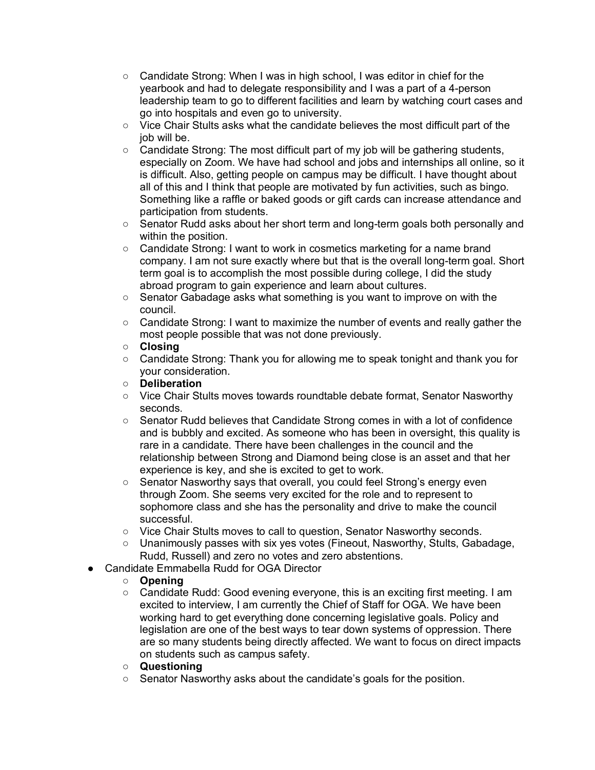- Candidate Strong: When I was in high school, I was editor in chief for the yearbook and had to delegate responsibility and I was a part of a 4-person leadership team to go to different facilities and learn by watching court cases and go into hospitals and even go to university.
  - Vice Chair Stults asks what the candidate believes the most difficult part of the job will be.
  - Candidate Strong: The most difficult part of my job will be gathering students, especially on Zoom. We have had school and jobs and internships all online, so it is difficult. Also, getting people on campus may be difficult. I have thought about all of this and I think that people are motivated by fun activities, such as bingo. Something like a raffle or baked goods or gift cards can increase attendance and participation from students.
  - Senator Rudd asks about her short term and long-term goals both personally and within the position.
  - Candidate Strong: I want to work in cosmetics marketing for a name brand company. I am not sure exactly where but that is the overall long-term goal. Short term goal is to accomplish the most possible during college, I did the study abroad program to gain experience and learn about cultures.
  - Senator Gabadage asks what something is you want to improve on with the council.
  - Candidate Strong: I want to maximize the number of events and really gather the most people possible that was not done previously.
  - **Closing**
  - Candidate Strong: Thank you for allowing me to speak tonight and thank you for your consideration.
  - **Deliberation**
  - Vice Chair Stults moves towards roundtable debate format, Senator Nasworthy seconds.
  - Senator Rudd believes that Candidate Strong comes in with a lot of confidence and is bubbly and excited. As someone who has been in oversight, this quality is rare in a candidate. There have been challenges in the council and the relationship between Strong and Diamond being close is an asset and that her experience is key, and she is excited to get to work.
  - Senator Nasworthy says that overall, you could feel Strong's energy even through Zoom. She seems very excited for the role and to represent to sophomore class and she has the personality and drive to make the council successful.
  - Vice Chair Stults moves to call to question, Senator Nasworthy seconds.
  - Unanimously passes with six yes votes (Fineout, Nasworthy, Stults, Gabadage, Rudd, Russell) and zero no votes and zero abstentions.
- Candidate Emmabella Rudd for OGA Director
  - **Opening**
  - Candidate Rudd: Good evening everyone, this is an exciting first meeting. I am excited to interview, I am currently the Chief of Staff for OGA. We have been working hard to get everything done concerning legislative goals. Policy and legislation are one of the best ways to tear down systems of oppression. There are so many students being directly affected. We want to focus on direct impacts on students such as campus safety.
  - **Questioning**
  - Senator Nasworthy asks about the candidate's goals for the position.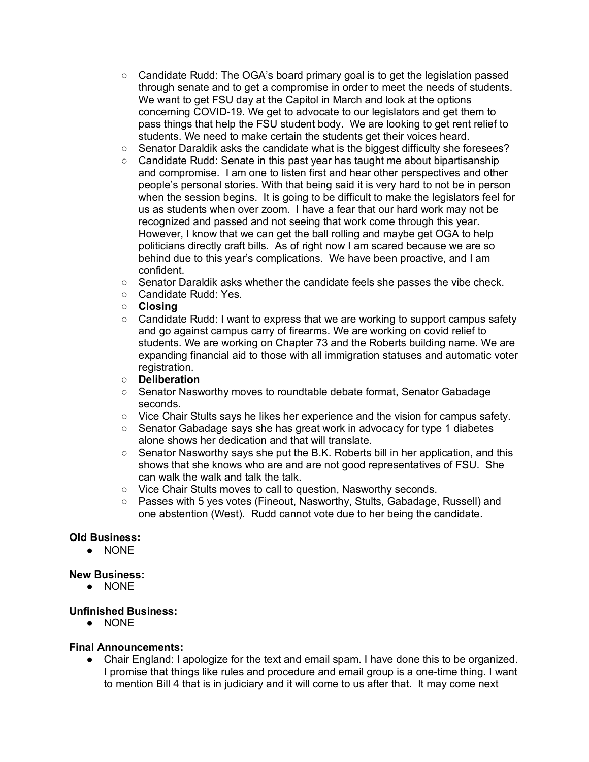- Candidate Rudd: The OGA's board primary goal is to get the legislation passed through senate and to get a compromise in order to meet the needs of students. We want to get FSU day at the Capitol in March and look at the options concerning COVID-19. We get to advocate to our legislators and get them to pass things that help the FSU student body. We are looking to get rent relief to students. We need to make certain the students get their voices heard.
- Senator Daraldik asks the candidate what is the biggest difficulty she foresees?
- Candidate Rudd: Senate in this past year has taught me about bipartisanship and compromise. I am one to listen first and hear other perspectives and other people's personal stories. With that being said it is very hard to not be in person when the session begins. It is going to be difficult to make the legislators feel for us as students when over zoom. I have a fear that our hard work may not be recognized and passed and not seeing that work come through this year. However, I know that we can get the ball rolling and maybe get OGA to help politicians directly craft bills. As of right now I am scared because we are so behind due to this year's complications. We have been proactive, and I am confident.
- Senator Daraldik asks whether the candidate feels she passes the vibe check.
- Candidate Rudd: Yes.
- **Closing**
- Candidate Rudd: I want to express that we are working to support campus safety and go against campus carry of firearms. We are working on covid relief to students. We are working on Chapter 73 and the Roberts building name. We are expanding financial aid to those with all immigration statuses and automatic voter registration.
- **Deliberation**
- Senator Nasworthy moves to roundtable debate format, Senator Gabadage seconds.
- Vice Chair Stults says he likes her experience and the vision for campus safety.
- Senator Gabadage says she has great work in advocacy for type 1 diabetes alone shows her dedication and that will translate.
- Senator Nasworthy says she put the B.K. Roberts bill in her application, and this shows that she knows who are and are not good representatives of FSU. She can walk the walk and talk the talk.
- Vice Chair Stults moves to call to question, Nasworthy seconds.
- Passes with 5 yes votes (Fineout, Nasworthy, Stults, Gabadage, Russell) and one abstention (West). Rudd cannot vote due to her being the candidate.

**Old Business:**

- NONE

**New Business:**

- NONE

**Unfinished Business:**

- NONE

**Final Announcements:**

- Chair England: I apologize for the text and email spam. I have done this to be organized. I promise that things like rules and procedure and email group is a one-time thing. I want to mention Bill 4 that is in judiciary and it will come to us after that. It may come next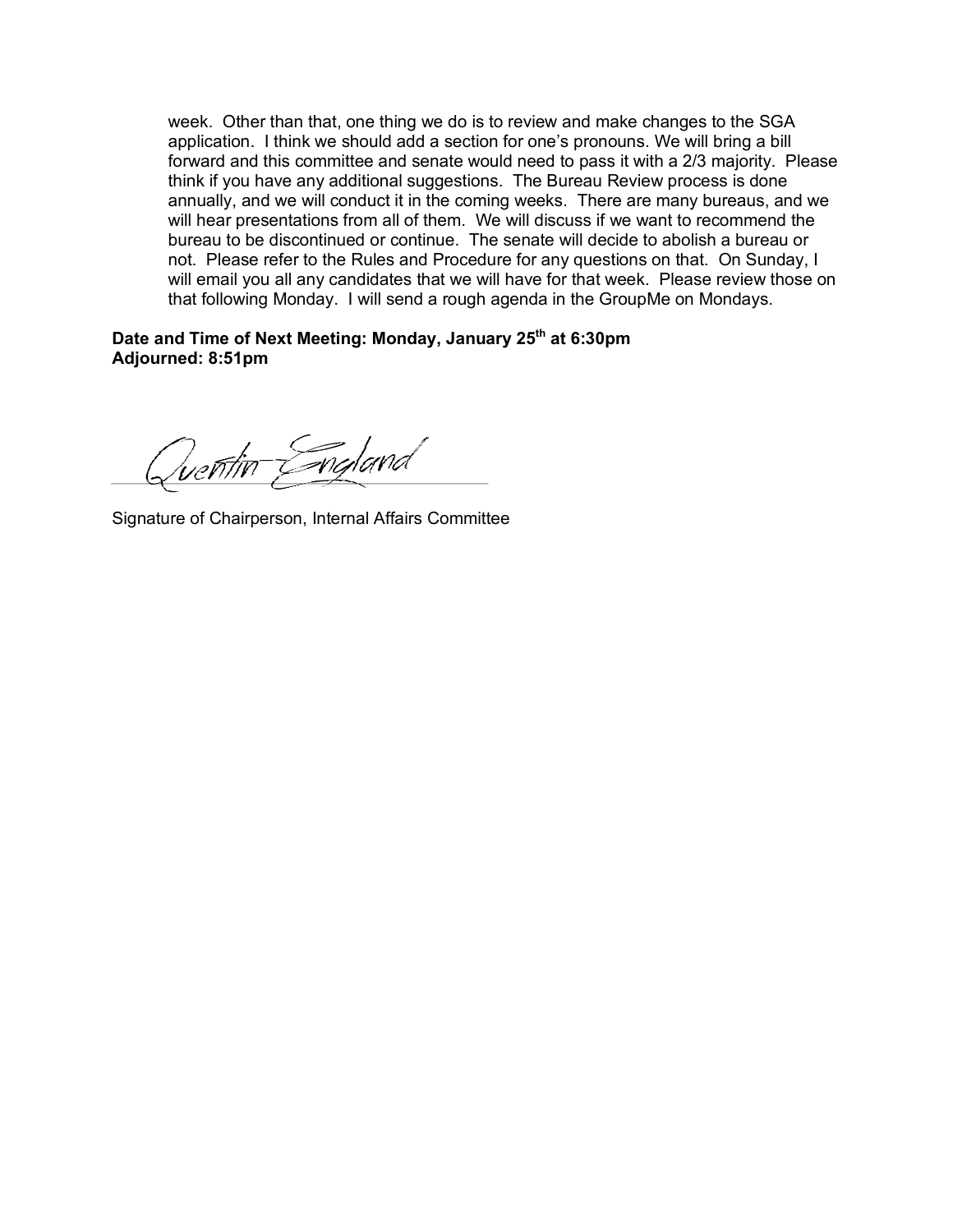week. Other than that, one thing we do is to review and make changes to the SGA application. I think we should add a section for one's pronouns. We will bring a bill forward and this committee and senate would need to pass it with a 2/3 majority. Please think if you have any additional suggestions. The Bureau Review process is done annually, and we will conduct it in the coming weeks. There are many bureaus, and we will hear presentations from all of them. We will discuss if we want to recommend the bureau to be discontinued or continue. The senate will decide to abolish a bureau or not. Please refer to the Rules and Procedure for any questions on that. On Sunday, I will email you all any candidates that we will have for that week. Please review those on that following Monday. I will send a rough agenda in the GroupMe on Mondays.

**Date and Time of Next Meeting: Monday, January 25th at 6:30pm**
**Adjourned: 8:51pm**

Quentin England

Signature of Chairperson, Internal Affairs Committee